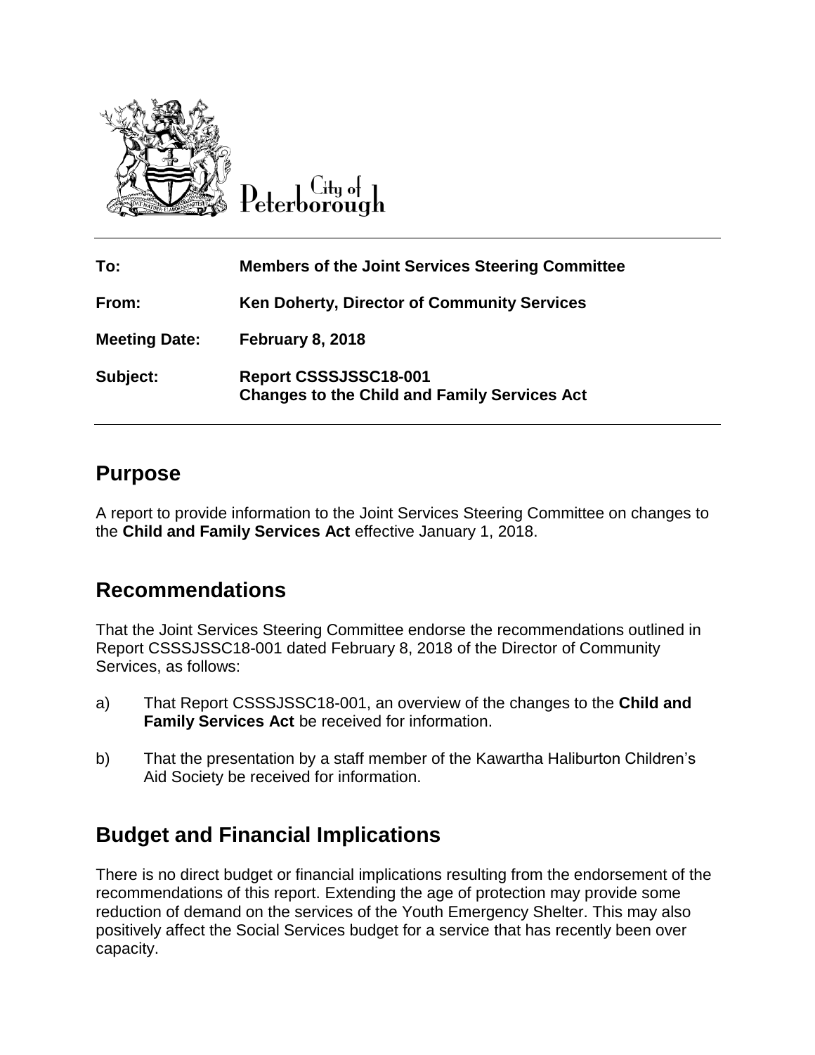City of Peterborough

| | |
|---|---|
| **To:** | **Members of the Joint Services Steering Committee** |
| **From:** | **Ken Doherty, Director of Community Services** |
| **Meeting Date:** | **February 8, 2018** |
| **Subject:** | **Report CSSSJSSC18-001**<br>**Changes to the Child and Family Services Act** |

## Purpose

A report to provide information to the Joint Services Steering Committee on changes to the **Child and Family Services Act** effective January 1, 2018.

## Recommendations

That the Joint Services Steering Committee endorse the recommendations outlined in Report CSSSJSSC18-001 dated February 8, 2018 of the Director of Community Services, as follows:

a) That Report CSSSJSSC18-001, an overview of the changes to the **Child and Family Services Act** be received for information.

b) That the presentation by a staff member of the Kawartha Haliburton Children's Aid Society be received for information.

## Budget and Financial Implications

There is no direct budget or financial implications resulting from the endorsement of the recommendations of this report. Extending the age of protection may provide some reduction of demand on the services of the Youth Emergency Shelter. This may also positively affect the Social Services budget for a service that has recently been over capacity.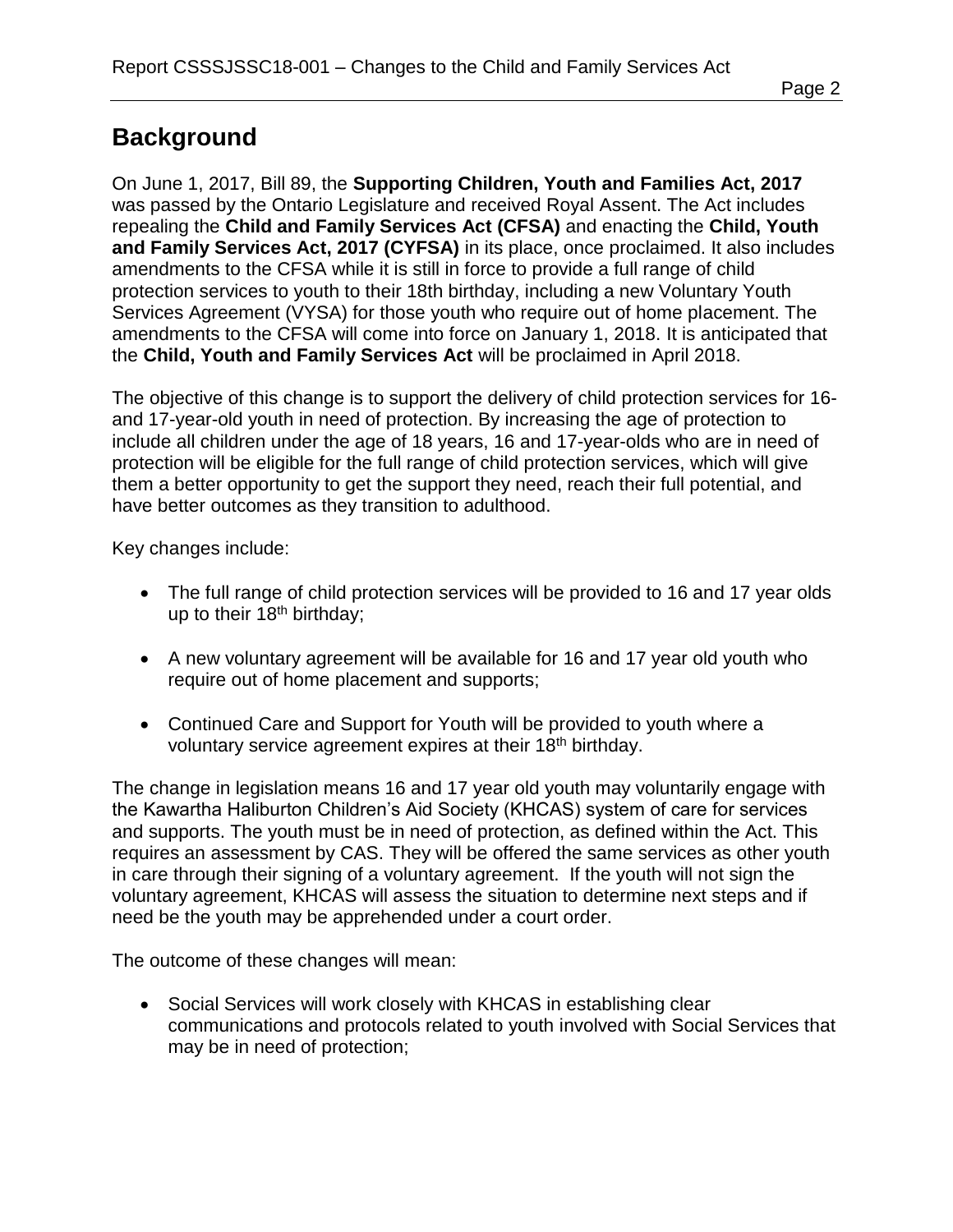## Background

On June 1, 2017, Bill 89, the **Supporting Children, Youth and Families Act, 2017** was passed by the Ontario Legislature and received Royal Assent. The Act includes repealing the **Child and Family Services Act (CFSA)** and enacting the **Child, Youth and Family Services Act, 2017 (CYFSA)** in its place, once proclaimed. It also includes amendments to the CFSA while it is still in force to provide a full range of child protection services to youth to their 18th birthday, including a new Voluntary Youth Services Agreement (VYSA) for those youth who require out of home placement. The amendments to the CFSA will come into force on January 1, 2018. It is anticipated that the **Child, Youth and Family Services Act** will be proclaimed in April 2018.

The objective of this change is to support the delivery of child protection services for 16- and 17-year-old youth in need of protection. By increasing the age of protection to include all children under the age of 18 years, 16 and 17-year-olds who are in need of protection will be eligible for the full range of child protection services, which will give them a better opportunity to get the support they need, reach their full potential, and have better outcomes as they transition to adulthood.

Key changes include:

- The full range of child protection services will be provided to 16 and 17 year olds up to their 18th birthday;
- A new voluntary agreement will be available for 16 and 17 year old youth who require out of home placement and supports;
- Continued Care and Support for Youth will be provided to youth where a voluntary service agreement expires at their 18th birthday.

The change in legislation means 16 and 17 year old youth may voluntarily engage with the Kawartha Haliburton Children's Aid Society (KHCAS) system of care for services and supports. The youth must be in need of protection, as defined within the Act. This requires an assessment by CAS. They will be offered the same services as other youth in care through their signing of a voluntary agreement. If the youth will not sign the voluntary agreement, KHCAS will assess the situation to determine next steps and if need be the youth may be apprehended under a court order.

The outcome of these changes will mean:

- Social Services will work closely with KHCAS in establishing clear communications and protocols related to youth involved with Social Services that may be in need of protection;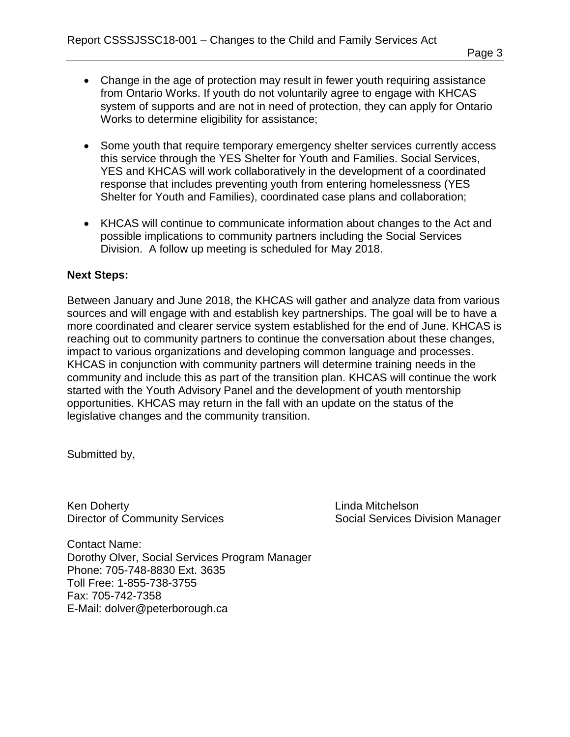- Change in the age of protection may result in fewer youth requiring assistance from Ontario Works. If youth do not voluntarily agree to engage with KHCAS system of supports and are not in need of protection, they can apply for Ontario Works to determine eligibility for assistance;

- Some youth that require temporary emergency shelter services currently access this service through the YES Shelter for Youth and Families. Social Services, YES and KHCAS will work collaboratively in the development of a coordinated response that includes preventing youth from entering homelessness (YES Shelter for Youth and Families), coordinated case plans and collaboration;

- KHCAS will continue to communicate information about changes to the Act and possible implications to community partners including the Social Services Division. A follow up meeting is scheduled for May 2018.

**Next Steps:**

Between January and June 2018, the KHCAS will gather and analyze data from various sources and will engage with and establish key partnerships. The goal will be to have a more coordinated and clearer service system established for the end of June. KHCAS is reaching out to community partners to continue the conversation about these changes, impact to various organizations and developing common language and processes. KHCAS in conjunction with community partners will determine training needs in the community and include this as part of the transition plan. KHCAS will continue the work started with the Youth Advisory Panel and the development of youth mentorship opportunities. KHCAS may return in the fall with an update on the status of the legislative changes and the community transition.

Submitted by,

Ken Doherty
Director of Community Services

Linda Mitchelson
Social Services Division Manager

Contact Name:
Dorothy Olver, Social Services Program Manager
Phone: 705-748-8830 Ext. 3635
Toll Free: 1-855-738-3755
Fax: 705-742-7358
E-Mail: dolver@peterborough.ca